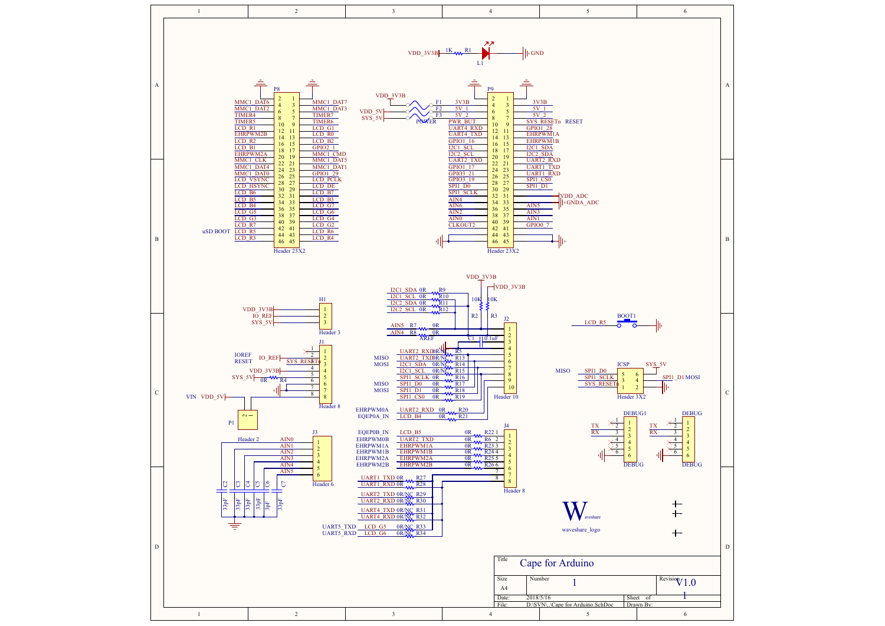# Cape for Arduino

## P8 (Header 23X2)

| Left label | Pin | Pin | Right label |
|---|---|---|---|
| | 2 | 1 | |
| MMC1_DAT6 | 4 | 3 | MMC1_DAT7 |
| MMC1_DAT2 | 6 | 5 | MMC1_DAT3 |
| TIMER4 | 8 | 7 | TIMER7 |
| TIMER5 | 10 | 9 | TIMER6 |
| LCD_R1 | 12 | 11 | LCD_G1 |
| EHRPWM2B | 14 | 13 | LCD_R0 |
| LCD_R2 | 16 | 15 | LCD_B2 |
| LCD_B1 | 18 | 17 | GPIO2_1 |
| EHRPWM2A | 20 | 19 | MMC1_CMD |
| MMC1_CLK | 22 | 21 | MMC1_DAT5 |
| MMC1_DAT4 | 24 | 23 | MMC1_DAT1 |
| MMC1_DAT0 | 26 | 25 | GPIO1_29 |
| LCD_VSYNC | 28 | 27 | LCD_PCLK |
| LCD_HSYNC | 30 | 29 | LCD_DE |
| LCD_B6 | 32 | 31 | LCD_B7 |
| LCD_B5 | 34 | 33 | LCD_B3 |
| LCD_B4 | 36 | 35 | LCD_G7 |
| LCD_G5 | 38 | 37 | LCD_G6 |
| LCD_G3 | 40 | 39 | LCD_G4 |
| LCD_R7 | 42 | 41 | LCD_G2 |
| LCD_R5 (uSD BOOT) | 44 | 43 | LCD_R6 |
| LCD_R3 | 46 | 45 | LCD_R4 |

## P9 (Header 23X2)

| Left label | Pin | Pin | Right label |
|---|---|---|---|
| | 2 | 1 | |
| 3V3B | 4 | 3 | 3V3B |
| 5V_1 | 6 | 5 | 5V_1 |
| 5V_2 | 8 | 7 | 5V_2 |
| PWR_BUT | 10 | 9 | SYS_RESETn (RESET) |
| UART4_RXD | 12 | 11 | GPIO1_28 |
| UART4_TXD | 14 | 13 | EHRPWM1A |
| GPIO1_16 | 16 | 15 | EHRPWM1B |
| I2C1_SCL | 18 | 17 | I2C1_SDA |
| I2C2_SCL | 20 | 19 | I2C2_SDA |
| UART2_TXD | 22 | 21 | UART2_RXD |
| GPIO1_17 | 24 | 23 | UART1_TXD |
| GPIO3_21 | 26 | 25 | UART1_RXD |
| GPIO3_19 | 28 | 27 | SPI1_CS0 |
| SPI1_D0 | 30 | 29 | SPI1_D1 |
| SPI1_SCLK | 32 | 31 | VDD_ADC |
| AIN4 | 34 | 33 | GNDA_ADC |
| AIN6 | 36 | 35 | AIN5 |
| AIN2 | 38 | 37 | AIN3 |
| AIN0 | 40 | 39 | AIN1 |
| CLKOUT2 | 42 | 41 | GPIO0_7 |
| | 44 | 43 | |
| | 46 | 45 | |

POWER: VDD_3V3B – F1 – 3V3B; VDD_5V – F2 – 5V_1; SYS_5V – F3 – 5V_2

VDD_3V3B – 1K R1 – L1 – GND

## H1 (Header 3)
1. VDD_3V3B
2. IO_REF
3. SYS_5V

## J1 (Header 8)
1. NC
2. NC
3. IOREF – IO_REF
4. RESET – SYS_RESETn
5. VDD_3V3B
6. SYS_5V – 0R R4
7. GND
8. GND

VIN VDD_5V – P1

## J3 (Header 6)
1. AIN0
2. AIN1
3. AIN2
4. AIN3
5. AIN4
6. AIN5

C2, C3, C4, C5, C6, C7: 33pF, 33pF, 33pF, 33pF, 3pF, 33pF

## J2 (Header 10)
- I2C1_SDA 0R R9, I2C1_SCL 0R R10, I2C2_SDA 0R R11, I2C2_SCL 0R R12
- VDD_3V3B; R2 10K; R3 10K; VDD_3V3B
- AIN5 R7 0R; AIN4 R8 0R; AREF; C1 0.1uF
- UART2_RXD 0R/NC R5; MOSI UART2_TXD 0R/NC R13; MISO I2C1_SDA 0R/NC R14; I2C1_SCL 0R/NC R15; SPI1_SCLK 0R R16; MISO SPI1_D0 0R R17; MOSI SPI1_D1 0R R18; SPI1_CS0 0R R19
- EHRPWM0A UART2_RXD 0R R20; EQEP0A_IN LCD_B4 0R R21

## J4 (Header 8)
- EQEP0B_IN LCD_B5 0R R22 1
- EHRPWM0B UART2_TXD 0R R6 2
- EHRPWM1A EHRPWM1A 0R R23 3
- EHRPWM1B EHRPWM1B 0R R24 4
- EHRPWM2A EHRPWM2A 0R R25 5
- EHRPWM2B EHRPWM2B 0R R26 6
- UART1_TXD 0R R27; UART1_RXD 0R R28
- UART2_TXD 0R/NC R29; UART2_RXD 0R/NC R30
- UART4_TXD 0R/NC R31; UART4_RXD 0R/NC R32
- UART5_TXD LCD_G5 0R/NC R33; UART5_RXD LCD_G6 0R/NC R34

## BOOT1
LCD_R5 – BOOT1 – GND

## ICSP (Header 3X2)
- MISO SPI1_D0 – 5; 6 – SYS_5V
- SPI1_SCLK – 3; 4 – SPI1_D1 MOSI
- SYS_RESETn – 1; 2 – GND

## DEBUG1 / DEBUG
1. NC
2. NC / TX
3. RX
4. NC
5. NC
6. GND

waveshare_logo

| Title | Cape for Arduino | | |
|---|---|---|---|
| Size: A4 | Number: 1 | | Revision: V1.0 |
| Date: 2018/5/16 | | Sheet 1 of | |
| File: D:\SVN\..\Cape for Arduino.SchDoc | | Drawn By: | |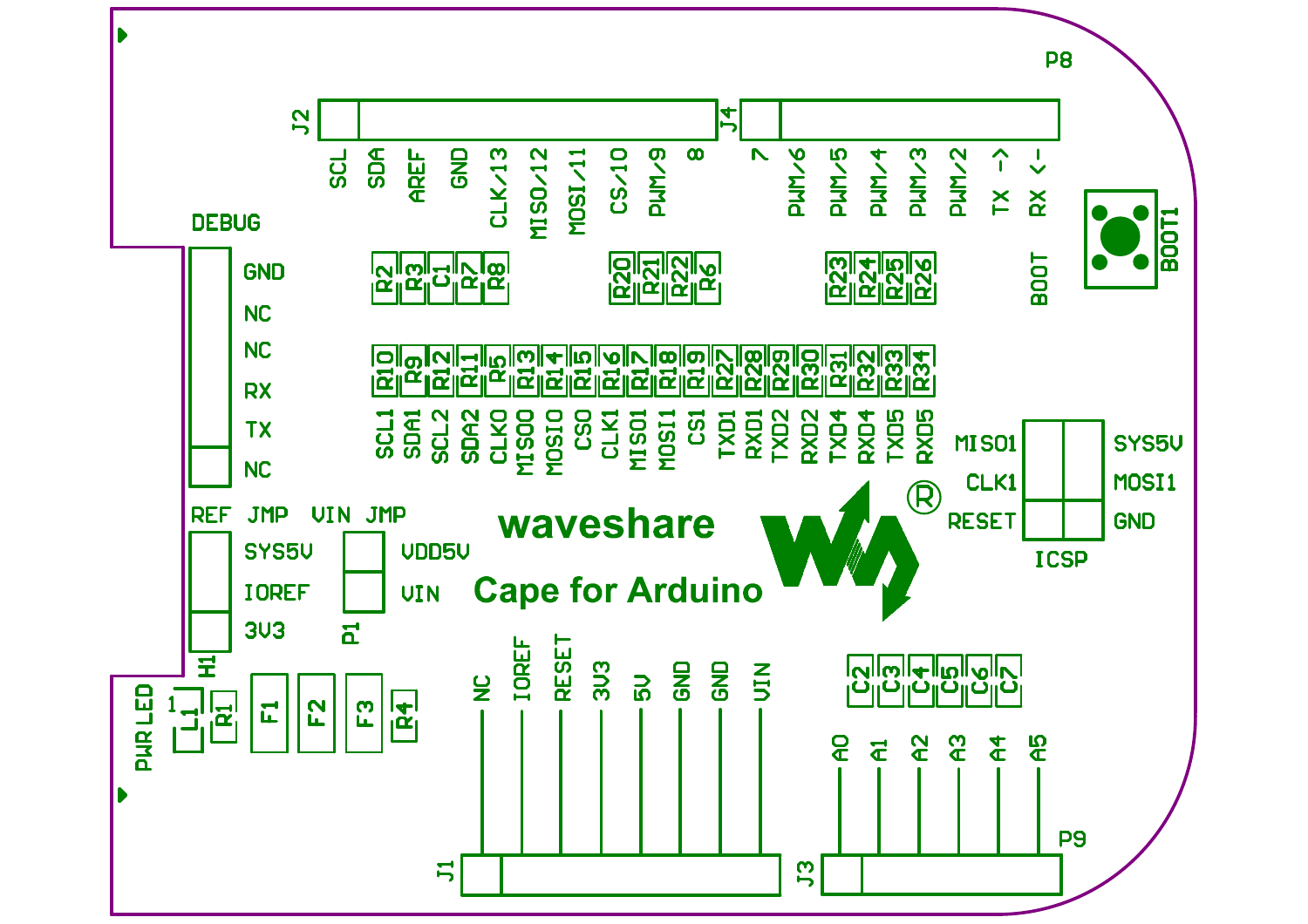P8

J2

SCL
SDA
AREF
GND
CLK/13
MISO/12
MOSI/11
CS/10
PWM/9
8

J4

7
PWM/6
PWM/5
PWM/4
PWM/3
PWM/2
TX ->
RX <-

BOOT1

BOOT

DEBUG

GND
NC
NC
RX
TX
NC

R2 R3 C1 R7 R8

R20 R21 R22 R6

R23 R24 R25 R26

R10 R9 R12 R11 R5 R13 R14 R15 R16 R17 R18 R19 R27 R28 R29 R30 R31 R32 R33 R34

SCL1
SDA1
SCL2
SDA2
CLK0
MISO0
MOSI0
CS0
CLK1
MISO1
MOSI1
CS1
TXD1
RXD1
TXD2
RXD2
TXD4
RXD4
TXD5
RXD5

MISO1
CLK1
RESET

SYS5V
MOSI1
GND

ICSP

REF JMP

SYS5V
IOREF
3V3

H1

VIN JMP

VDD5V
VIN

P1

waveshare

Cape for Arduino

PWR LED

L1
R1
F1
F2
F3
R4

NC
IOREF
RESET
3V3
5V
GND
GND
VIN

J1

C2 C3 C4 C5 C6 C7

A0
A1
A2
A3
A4
A5

J3

P9